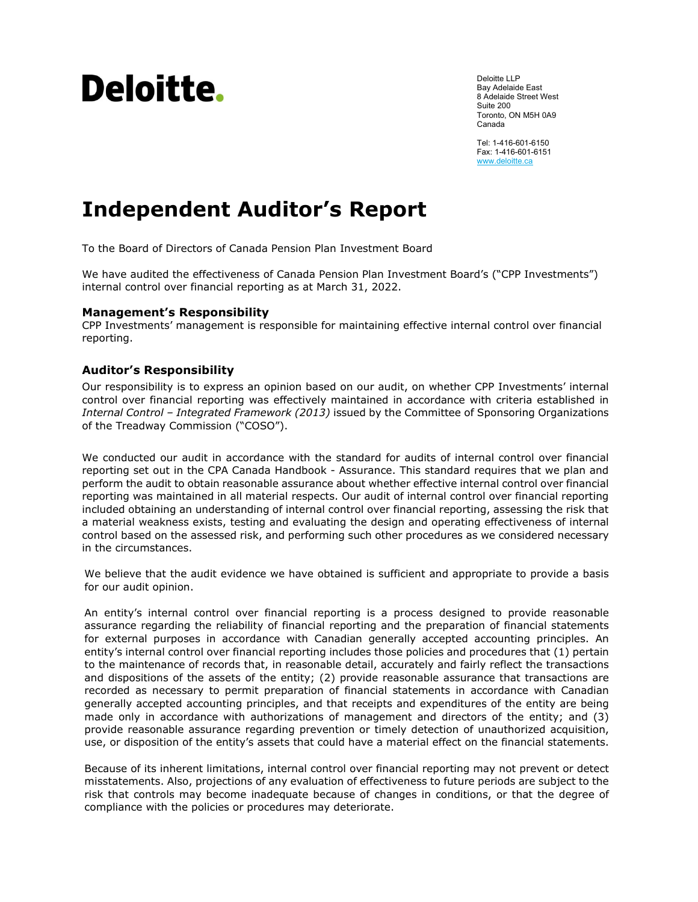Deloitte.

Deloitte LLP
Bay Adelaide East
8 Adelaide Street West
Suite 200
Toronto, ON M5H 0A9
Canada

Tel: 1-416-601-6150
Fax: 1-416-601-6151
www.deloitte.ca

# Independent Auditor's Report

To the Board of Directors of Canada Pension Plan Investment Board

We have audited the effectiveness of Canada Pension Plan Investment Board's ("CPP Investments") internal control over financial reporting as at March 31, 2022.

### Management's Responsibility

CPP Investments' management is responsible for maintaining effective internal control over financial reporting.

### Auditor's Responsibility

Our responsibility is to express an opinion based on our audit, on whether CPP Investments' internal control over financial reporting was effectively maintained in accordance with criteria established in *Internal Control – Integrated Framework (2013)* issued by the Committee of Sponsoring Organizations of the Treadway Commission ("COSO").

We conducted our audit in accordance with the standard for audits of internal control over financial reporting set out in the CPA Canada Handbook - Assurance. This standard requires that we plan and perform the audit to obtain reasonable assurance about whether effective internal control over financial reporting was maintained in all material respects. Our audit of internal control over financial reporting included obtaining an understanding of internal control over financial reporting, assessing the risk that a material weakness exists, testing and evaluating the design and operating effectiveness of internal control based on the assessed risk, and performing such other procedures as we considered necessary in the circumstances.

We believe that the audit evidence we have obtained is sufficient and appropriate to provide a basis for our audit opinion.

An entity's internal control over financial reporting is a process designed to provide reasonable assurance regarding the reliability of financial reporting and the preparation of financial statements for external purposes in accordance with Canadian generally accepted accounting principles. An entity's internal control over financial reporting includes those policies and procedures that (1) pertain to the maintenance of records that, in reasonable detail, accurately and fairly reflect the transactions and dispositions of the assets of the entity; (2) provide reasonable assurance that transactions are recorded as necessary to permit preparation of financial statements in accordance with Canadian generally accepted accounting principles, and that receipts and expenditures of the entity are being made only in accordance with authorizations of management and directors of the entity; and (3) provide reasonable assurance regarding prevention or timely detection of unauthorized acquisition, use, or disposition of the entity's assets that could have a material effect on the financial statements.

Because of its inherent limitations, internal control over financial reporting may not prevent or detect misstatements. Also, projections of any evaluation of effectiveness to future periods are subject to the risk that controls may become inadequate because of changes in conditions, or that the degree of compliance with the policies or procedures may deteriorate.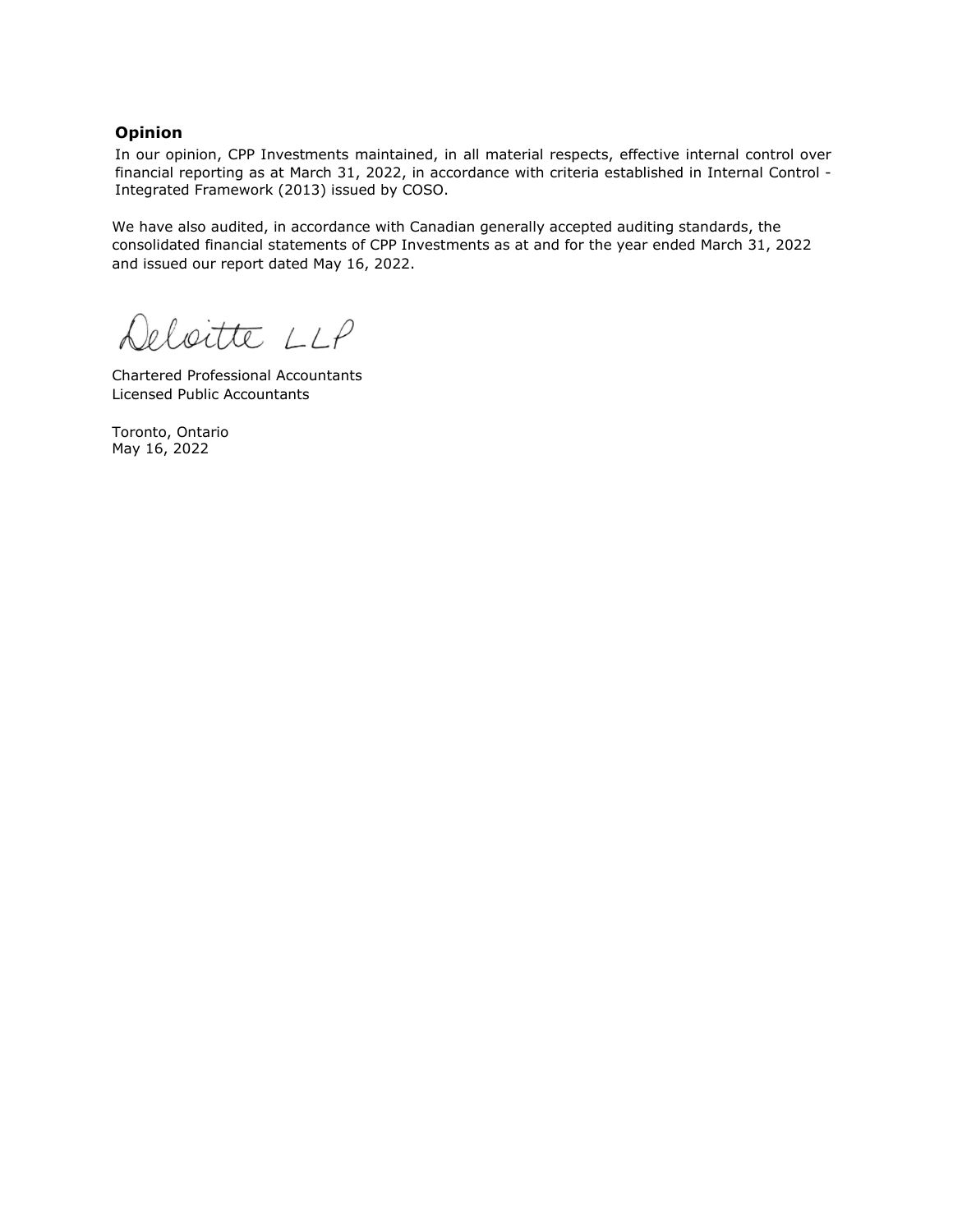## Opinion

In our opinion, CPP Investments maintained, in all material respects, effective internal control over financial reporting as at March 31, 2022, in accordance with criteria established in Internal Control - Integrated Framework (2013) issued by COSO.

We have also audited, in accordance with Canadian generally accepted auditing standards, the consolidated financial statements of CPP Investments as at and for the year ended March 31, 2022 and issued our report dated May 16, 2022.

Deloitte LLP

Chartered Professional Accountants
Licensed Public Accountants

Toronto, Ontario
May 16, 2022